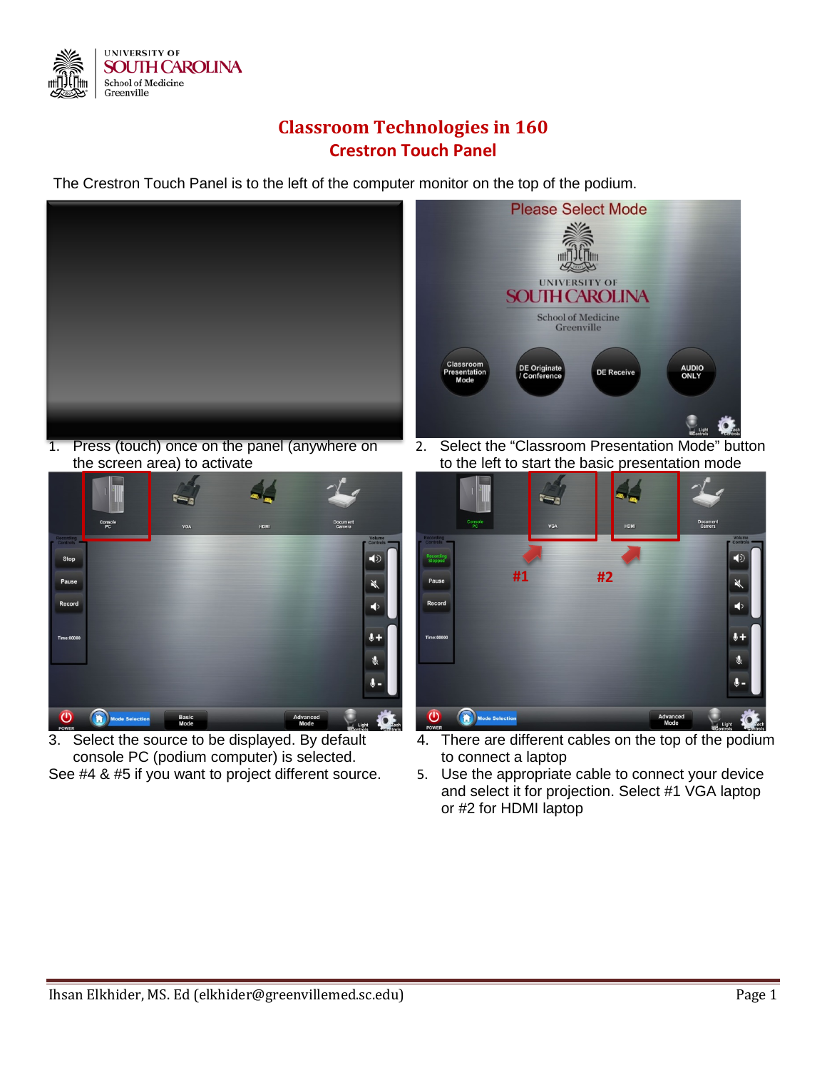# Classroom Technologies in 160

## Crestron Touch Panel

The Crestron Touch Panel is to the left of the computer monitor on the top of the podium.

1. Press (touch) once on the panel (anywhere on the screen area) to activate

2. Select the "Classroom Presentation Mode" button to the left to start the basic presentation mode

3. Select the source to be displayed. By default console PC (podium computer) is selected.

See #4 & #5 if you want to project different source.

4. There are different cables on the top of the podium to connect a laptop

5. Use the appropriate cable to connect your device and select it for projection. Select #1 VGA laptop or #2 for HDMI laptop

Ihsan Elkhider, MS. Ed (elkhider@greenvillemed.sc.edu)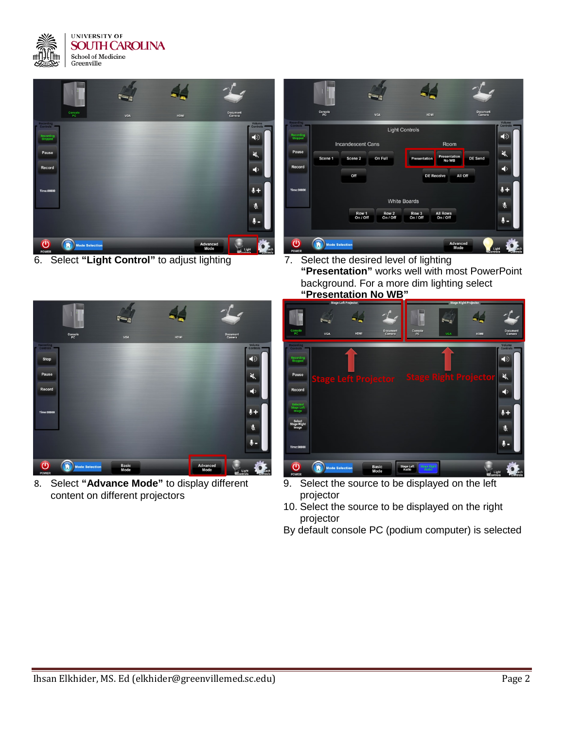6. Select **"Light Control"** to adjust lighting

7. Select the desired level of lighting **"Presentation"** works well with most PowerPoint background. For a more dim lighting select **"Presentation No WB"**

8. Select **"Advance Mode"** to display different content on different projectors

9. Select the source to be displayed on the left projector
10. Select the source to be displayed on the right projector

By default console PC (podium computer) is selected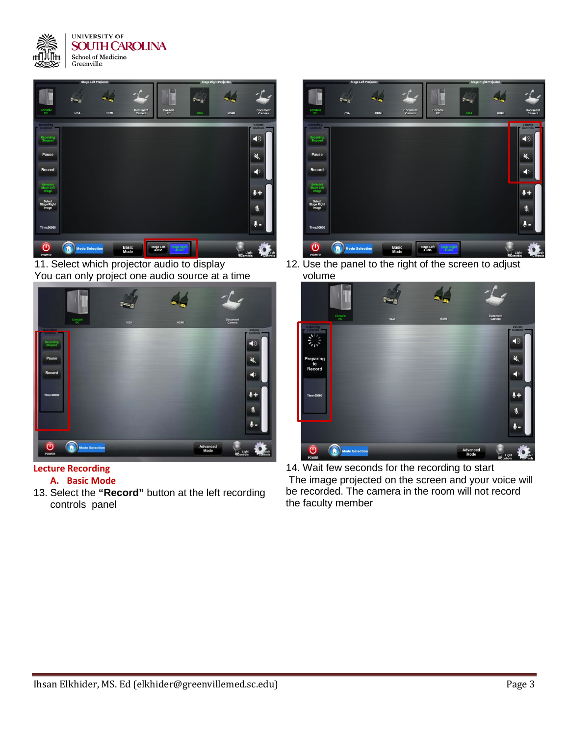11. Select which projector audio to display
You can only project one audio source at a time

12. Use the panel to the right of the screen to adjust volume

**Lecture Recording**

**A. Basic Mode**

13. Select the **"Record"** button at the left recording controls panel

14. Wait few seconds for the recording to start
The image projected on the screen and your voice will be recorded. The camera in the room will not record the faculty member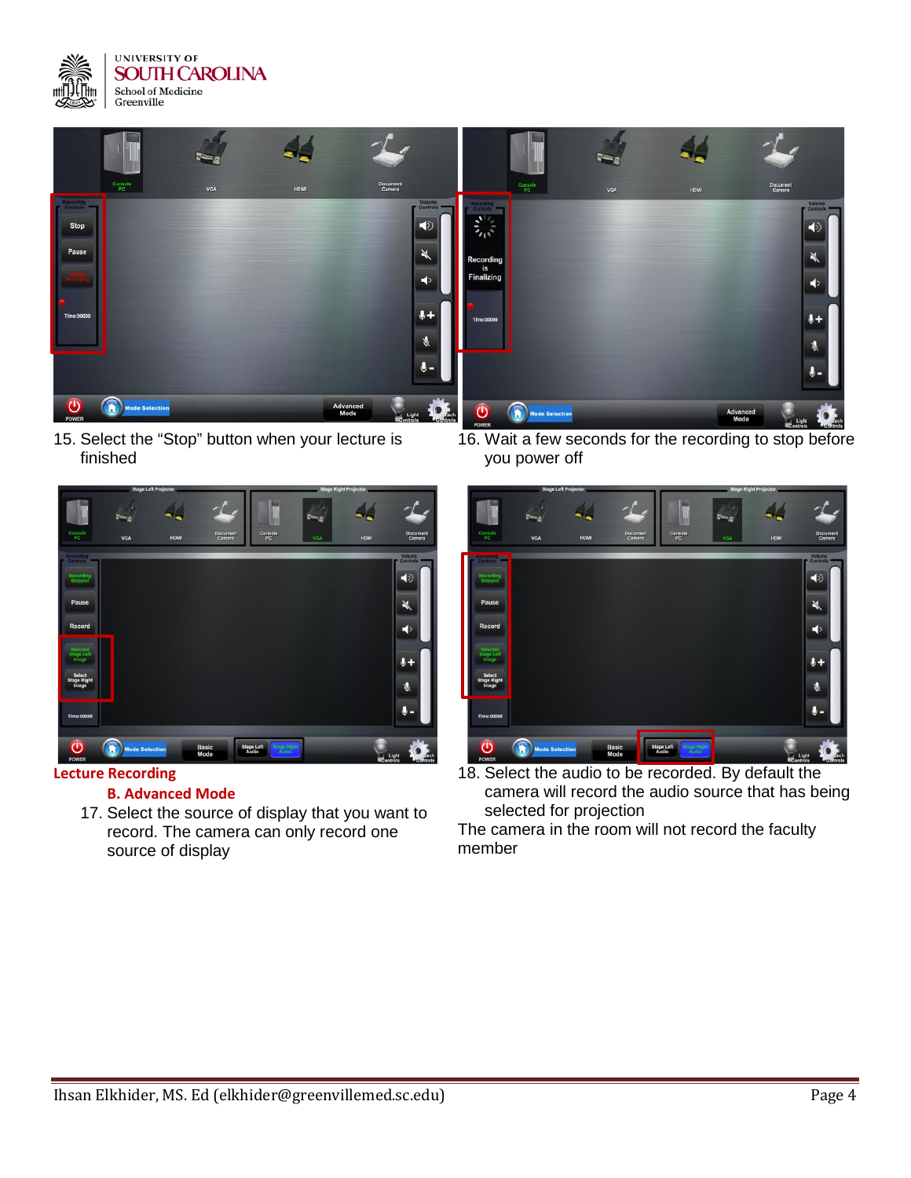15. Select the "Stop" button when your lecture is finished

16. Wait a few seconds for the recording to stop before you power off

**Lecture Recording**

**B. Advanced Mode**

17. Select the source of display that you want to record. The camera can only record one source of display

18. Select the audio to be recorded. By default the camera will record the audio source that has being selected for projection

The camera in the room will not record the faculty member